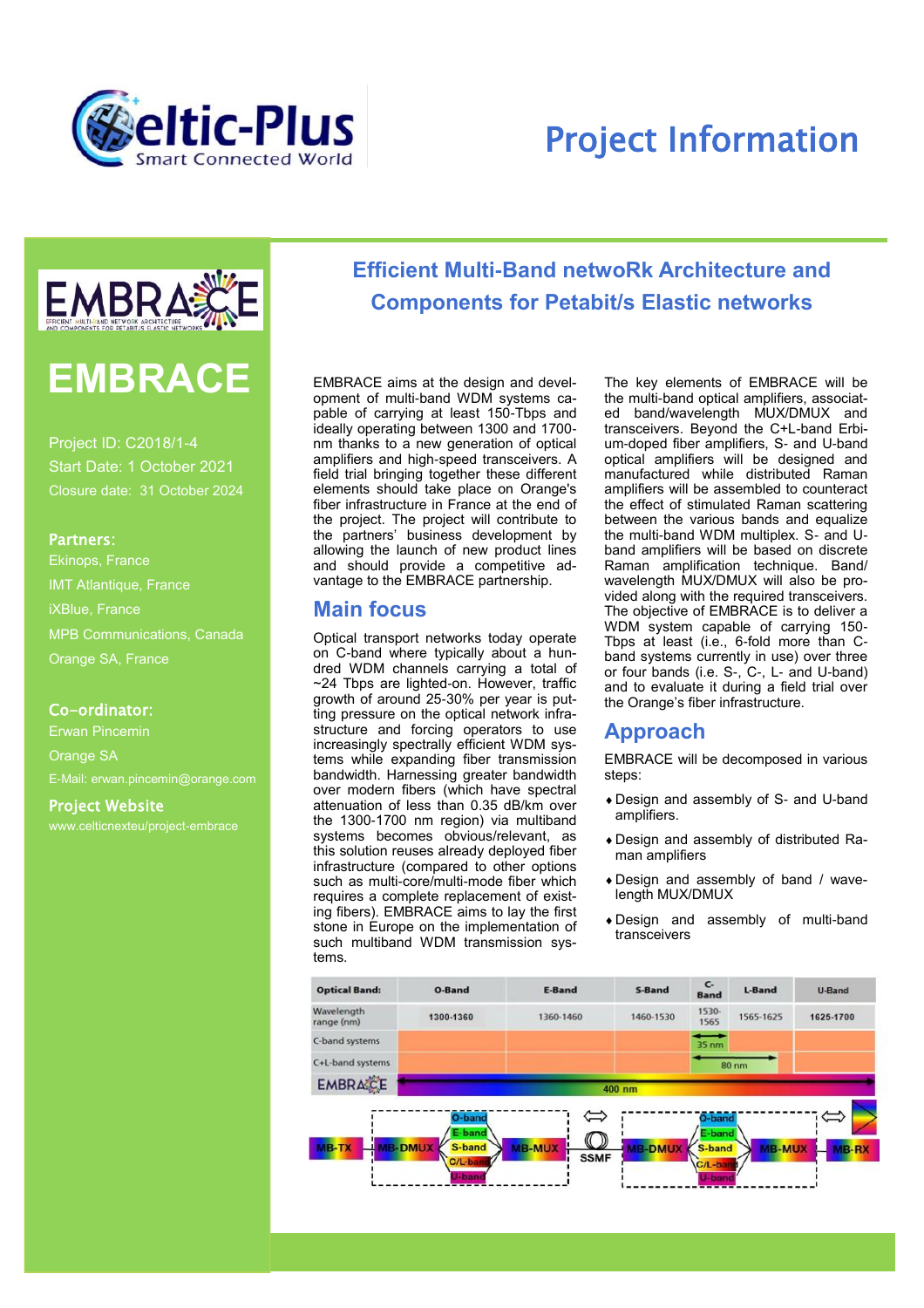# Project Information

# EMBRACE

Project ID: C2018/1-4
Start Date: 1 October 2021
Closure date: 31 October 2024

**Partners:**
Ekinops, France
IMT Atlantique, France
iXBlue, France
MPB Communications, Canada
Orange SA, France

**Co-ordinator:**
Erwan Pincemin
Orange SA
E-Mail: erwan.pincemin@orange.com

**Project Website**
www.celticnexteu/project-embrace

## Efficient Multi-Band netwoRk Architecture and Components for Petabit/s Elastic networks

EMBRACE aims at the design and development of multi-band WDM systems capable of carrying at least 150-Tbps and ideally operating between 1300 and 1700-nm thanks to a new generation of optical amplifiers and high-speed transceivers. A field trial bringing together these different elements should take place on Orange's fiber infrastructure in France at the end of the project. The project will contribute to the partners' business development by allowing the launch of new product lines and should provide a competitive advantage to the EMBRACE partnership.

## Main focus

Optical transport networks today operate on C-band where typically about a hundred WDM channels carrying a total of ~24 Tbps are lighted-on. However, traffic growth of around 25-30% per year is putting pressure on the optical network infrastructure and forcing operators to use increasingly spectrally efficient WDM systems while expanding fiber transmission bandwidth. Harnessing greater bandwidth over modern fibers (which have spectral attenuation of less than 0.35 dB/km over the 1300-1700 nm region) via multiband systems becomes obvious/relevant, as this solution reuses already deployed fiber infrastructure (compared to other options such as multi-core/multi-mode fiber which requires a complete replacement of existing fibers). EMBRACE aims to lay the first stone in Europe on the implementation of such multiband WDM transmission systems.

The key elements of EMBRACE will be the multi-band optical amplifiers, associated band/wavelength MUX/DMUX and transceivers. Beyond the C+L-band Erbium-doped fiber amplifiers, S- and U-band optical amplifiers will be designed and manufactured while distributed Raman amplifiers will be assembled to counteract the effect of stimulated Raman scattering between the various bands and equalize the multi-band WDM multiplex. S- and U-band amplifiers will be based on discrete Raman amplification technique. Band/wavelength MUX/DMUX will also be provided along with the required transceivers. The objective of EMBRACE is to deliver a WDM system capable of carrying 150-Tbps at least (i.e., 6-fold more than C-band systems currently in use) over three or four bands (i.e. S-, C-, L- and U-band) and to evaluate it during a field trial over the Orange's fiber infrastructure.

## Approach

EMBRACE will be decomposed in various steps:

- Design and assembly of S- and U-band amplifiers.
- Design and assembly of distributed Raman amplifiers
- Design and assembly of band / wavelength MUX/DMUX
- Design and assembly of multi-band transceivers

| Optical Band: | O-Band | E-Band | S-Band | C-Band | L-Band | U-Band |
|---|---|---|---|---|---|---|
| Wavelength range (nm) | 1300-1360 | 1360-1460 | 1460-1530 | 1530-1565 | 1565-1625 | 1625-1700 |
| C-band systems | | | | 35 nm | | |
| C+L-band systems | | | | 80 nm | | |
| EMBRACE | 400 nm | | | | | |

MB-TX
MB-DMUX
O-band
E-band
S-band
C/L-band
U-band
MB-MUX
SSMF
MB-DMUX
O-band
E-band
S-band
C/L-band
U-band
MB-MUX
MB-RX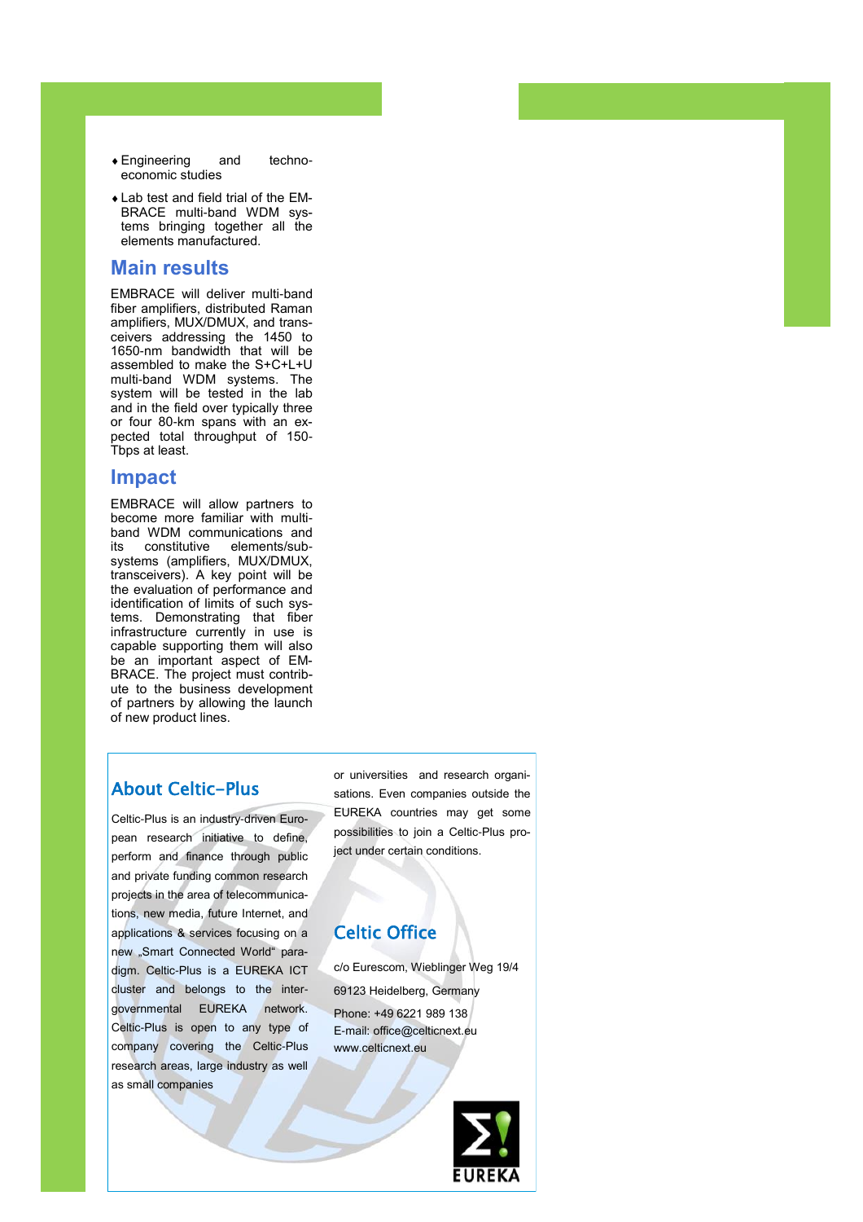- Engineering and techno-economic studies
- Lab test and field trial of the EMBRACE multi-band WDM systems bringing together all the elements manufactured.

## Main results

EMBRACE will deliver multi-band fiber amplifiers, distributed Raman amplifiers, MUX/DMUX, and transceivers addressing the 1450 to 1650-nm bandwidth that will be assembled to make the S+C+L+U multi-band WDM systems. The system will be tested in the lab and in the field over typically three or four 80-km spans with an expected total throughput of 150-Tbps at least.

## Impact

EMBRACE will allow partners to become more familiar with multi-band WDM communications and its constitutive elements/subsystems (amplifiers, MUX/DMUX, transceivers). A key point will be the evaluation of performance and identification of limits of such systems. Demonstrating that fiber infrastructure currently in use is capable supporting them will also be an important aspect of EMBRACE. The project must contribute to the business development of partners by allowing the launch of new product lines.

## About Celtic-Plus

Celtic-Plus is an industry-driven European research initiative to define, perform and finance through public and private funding common research projects in the area of telecommunications, new media, future Internet, and applications & services focusing on a new „Smart Connected World" paradigm. Celtic-Plus is a EUREKA ICT cluster and belongs to the inter-governmental EUREKA network. Celtic-Plus is open to any type of company covering the Celtic-Plus research areas, large industry as well as small companies or universities and research organisations. Even companies outside the EUREKA countries may get some possibilities to join a Celtic-Plus project under certain conditions.

## Celtic Office

c/o Eurescom, Wieblinger Weg 19/4
69123 Heidelberg, Germany
Phone: +49 6221 989 138
E-mail: office@celticnext.eu
www.celticnext.eu

EUREKA